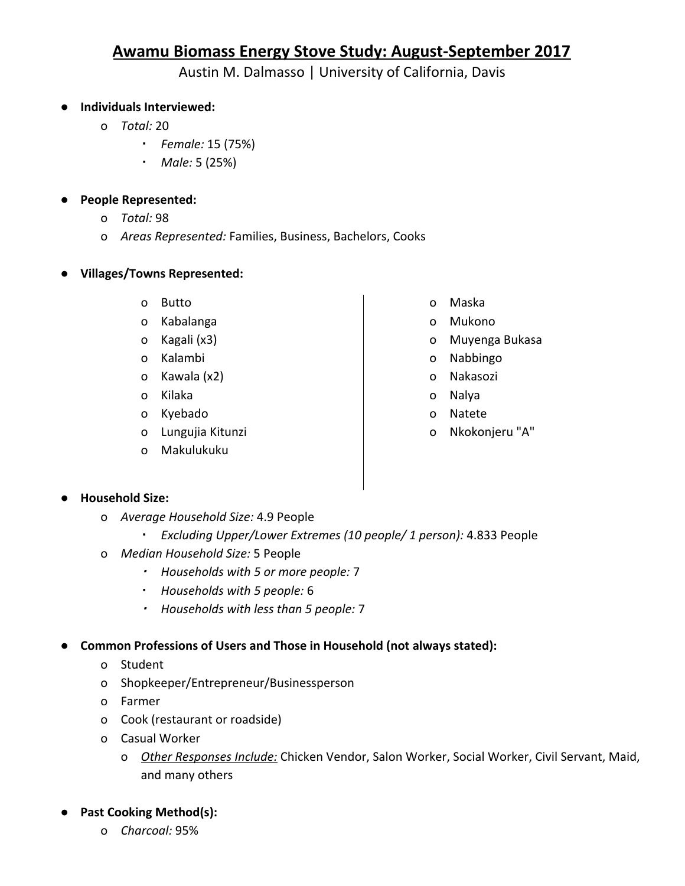# Awamu Biomass Energy Stove Study: August-September 2017

Austin M. Dalmasso | University of California, Davis

- **Individuals Interviewed:**
  - *Total:* 20
    - *Female:* 15 (75%)
    - *Male:* 5 (25%)

- **People Represented:**
  - *Total:* 98
  - *Areas Represented:* Families, Business, Bachelors, Cooks

- **Villages/Towns Represented:**
  - Butto
  - Kabalanga
  - Kagali (x3)
  - Kalambi
  - Kawala (x2)
  - Kilaka
  - Kyebado
  - Lungujia Kitunzi
  - Makulukuku
  - Maska
  - Mukono
  - Muyenga Bukasa
  - Nabbingo
  - Nakasozi
  - Nalya
  - Natete
  - Nkokonjeru "A"

- **Household Size:**
  - *Average Household Size:* 4.9 People
    - *Excluding Upper/Lower Extremes (10 people/ 1 person):* 4.833 People
  - *Median Household Size:* 5 People
    - *Households with 5 or more people:* 7
    - *Households with 5 people:* 6
    - *Households with less than 5 people:* 7

- **Common Professions of Users and Those in Household (not always stated):**
  - Student
  - Shopkeeper/Entrepreneur/Businessperson
  - Farmer
  - Cook (restaurant or roadside)
  - Casual Worker
    - *Other Responses Include:* Chicken Vendor, Salon Worker, Social Worker, Civil Servant, Maid, and many others

- **Past Cooking Method(s):**
  - *Charcoal:* 95%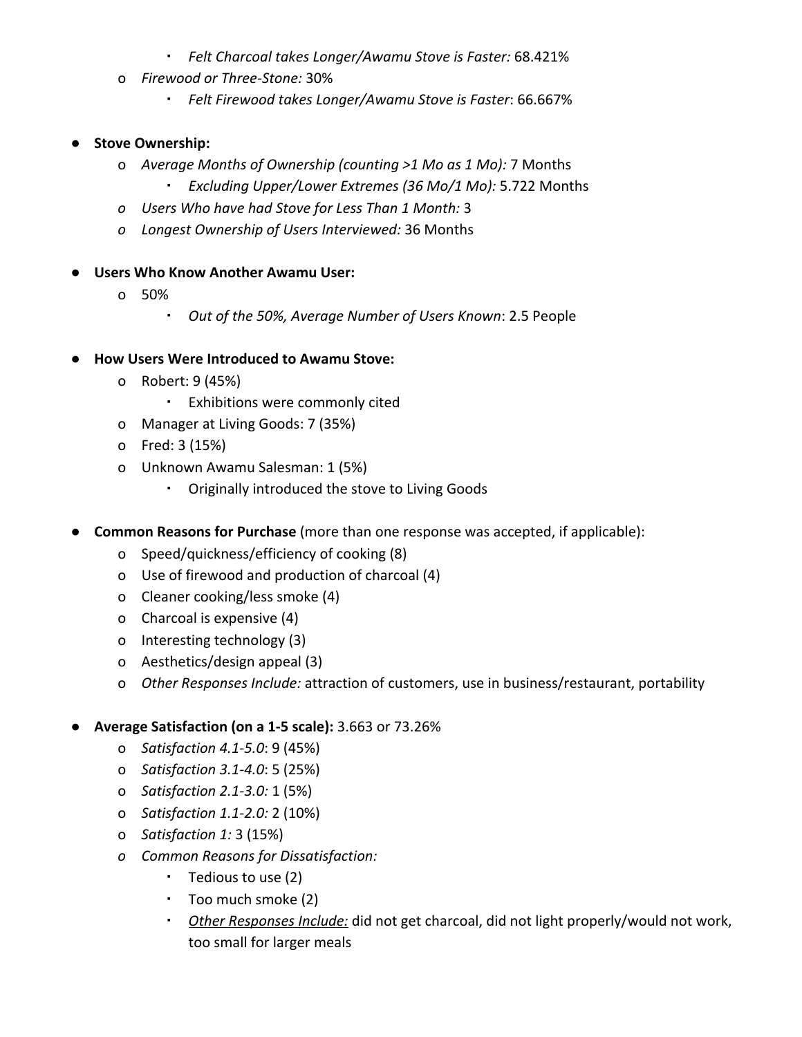- *Felt Charcoal takes Longer/Awamu Stove is Faster:* 68.421%
    - *Firewood or Three-Stone:* 30%
        - *Felt Firewood takes Longer/Awamu Stove is Faster*: 66.667%

- **Stove Ownership:**
    - *Average Months of Ownership (counting >1 Mo as 1 Mo):* 7 Months
        - *Excluding Upper/Lower Extremes (36 Mo/1 Mo):* 5.722 Months
    - *Users Who have had Stove for Less Than 1 Month:* 3
    - *Longest Ownership of Users Interviewed:* 36 Months

- **Users Who Know Another Awamu User:**
    - 50%
        - *Out of the 50%, Average Number of Users Known*: 2.5 People

- **How Users Were Introduced to Awamu Stove:**
    - Robert: 9 (45%)
        - Exhibitions were commonly cited
    - Manager at Living Goods: 7 (35%)
    - Fred: 3 (15%)
    - Unknown Awamu Salesman: 1 (5%)
        - Originally introduced the stove to Living Goods

- **Common Reasons for Purchase** (more than one response was accepted, if applicable):
    - Speed/quickness/efficiency of cooking (8)
    - Use of firewood and production of charcoal (4)
    - Cleaner cooking/less smoke (4)
    - Charcoal is expensive (4)
    - Interesting technology (3)
    - Aesthetics/design appeal (3)
    - *Other Responses Include:* attraction of customers, use in business/restaurant, portability

- **Average Satisfaction (on a 1-5 scale):** 3.663 or 73.26%
    - *Satisfaction 4.1-5.0*: 9 (45%)
    - *Satisfaction 3.1-4.0*: 5 (25%)
    - *Satisfaction 2.1-3.0:* 1 (5%)
    - *Satisfaction 1.1-2.0:* 2 (10%)
    - *Satisfaction 1:* 3 (15%)
    - *Common Reasons for Dissatisfaction:*
        - Tedious to use (2)
        - Too much smoke (2)
        - *Other Responses Include:* did not get charcoal, did not light properly/would not work, too small for larger meals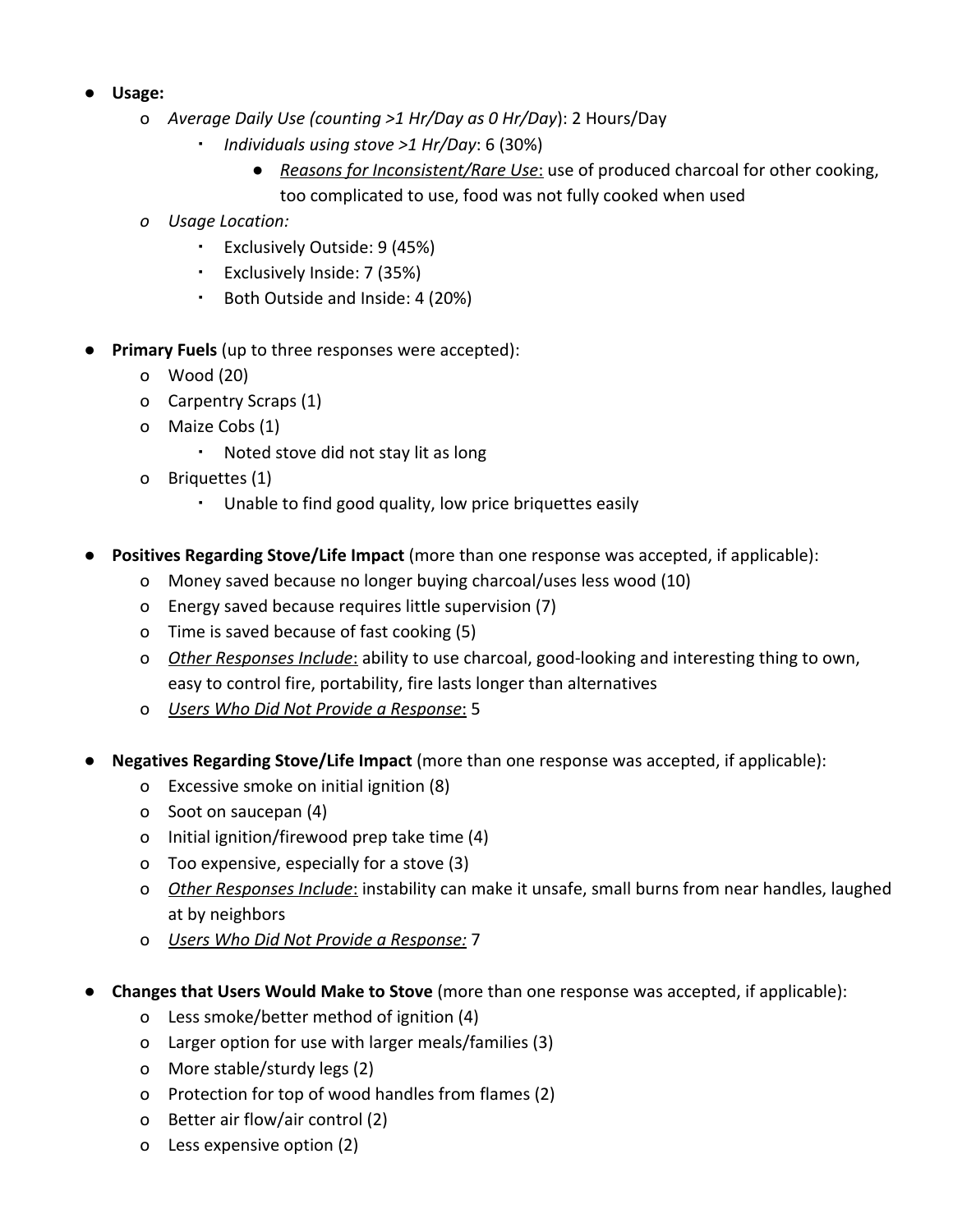- **Usage:**
  - *Average Daily Use (counting >1 Hr/Day as 0 Hr/Day)*: 2 Hours/Day
    - *Individuals using stove >1 Hr/Day*: 6 (30%)
      - *Reasons for Inconsistent/Rare Use*: use of produced charcoal for other cooking, too complicated to use, food was not fully cooked when used
  - *Usage Location:*
    - Exclusively Outside: 9 (45%)
    - Exclusively Inside: 7 (35%)
    - Both Outside and Inside: 4 (20%)

- **Primary Fuels** (up to three responses were accepted):
  - Wood (20)
  - Carpentry Scraps (1)
  - Maize Cobs (1)
    - Noted stove did not stay lit as long
  - Briquettes (1)
    - Unable to find good quality, low price briquettes easily

- **Positives Regarding Stove/Life Impact** (more than one response was accepted, if applicable):
  - Money saved because no longer buying charcoal/uses less wood (10)
  - Energy saved because requires little supervision (7)
  - Time is saved because of fast cooking (5)
  - *Other Responses Include*: ability to use charcoal, good-looking and interesting thing to own, easy to control fire, portability, fire lasts longer than alternatives
  - *Users Who Did Not Provide a Response*: 5

- **Negatives Regarding Stove/Life Impact** (more than one response was accepted, if applicable):
  - Excessive smoke on initial ignition (8)
  - Soot on saucepan (4)
  - Initial ignition/firewood prep take time (4)
  - Too expensive, especially for a stove (3)
  - *Other Responses Include*: instability can make it unsafe, small burns from near handles, laughed at by neighbors
  - *Users Who Did Not Provide a Response:* 7

- **Changes that Users Would Make to Stove** (more than one response was accepted, if applicable):
  - Less smoke/better method of ignition (4)
  - Larger option for use with larger meals/families (3)
  - More stable/sturdy legs (2)
  - Protection for top of wood handles from flames (2)
  - Better air flow/air control (2)
  - Less expensive option (2)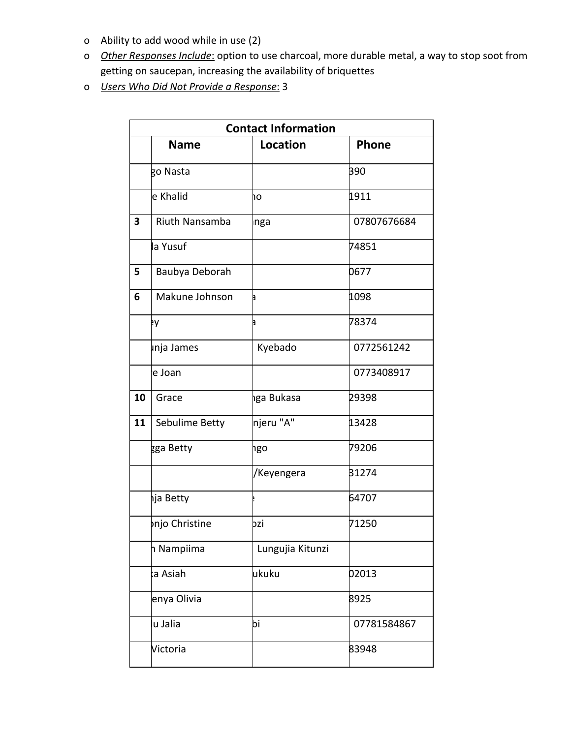- Ability to add wood while in use (2)
- *Other Responses Include*: option to use charcoal, more durable metal, a way to stop soot from getting on saucepan, increasing the availability of briquettes
- *Users Who Did Not Provide a Response*: 3

| Contact Information | | | |
|---|---|---|---|
| | **Name** | **Location** | **Phone** |
| | go Nasta | | 390 |
| | e Khalid | ho | 1911 |
| **3** | Riuth Nansamba | nga | 07807676684 |
| | la Yusuf | | 74851 |
| **5** | Baubya Deborah | | 0677 |
| **6** | Makune Johnson | a | 1098 |
| | ey | a | 78374 |
| | unja James | Kyebado | 0772561242 |
| | e Joan | | 0773408917 |
| **10** | Grace | nga Bukasa | 29398 |
| **11** | Sebulime Betty | njeru "A" | 13428 |
| | gga Betty | ngo | 79206 |
| | | /Keyengera | 31274 |
| | nja Betty | e | 64707 |
| | onjo Christine | ozi | 71250 |
| | h Nampiima | Lungujia Kitunzi | |
| | ka Asiah | ukuku | 02013 |
| | enya Olivia | | 8925 |
| | lu Jalia | bi | 07781584867 |
| | Victoria | | 83948 |